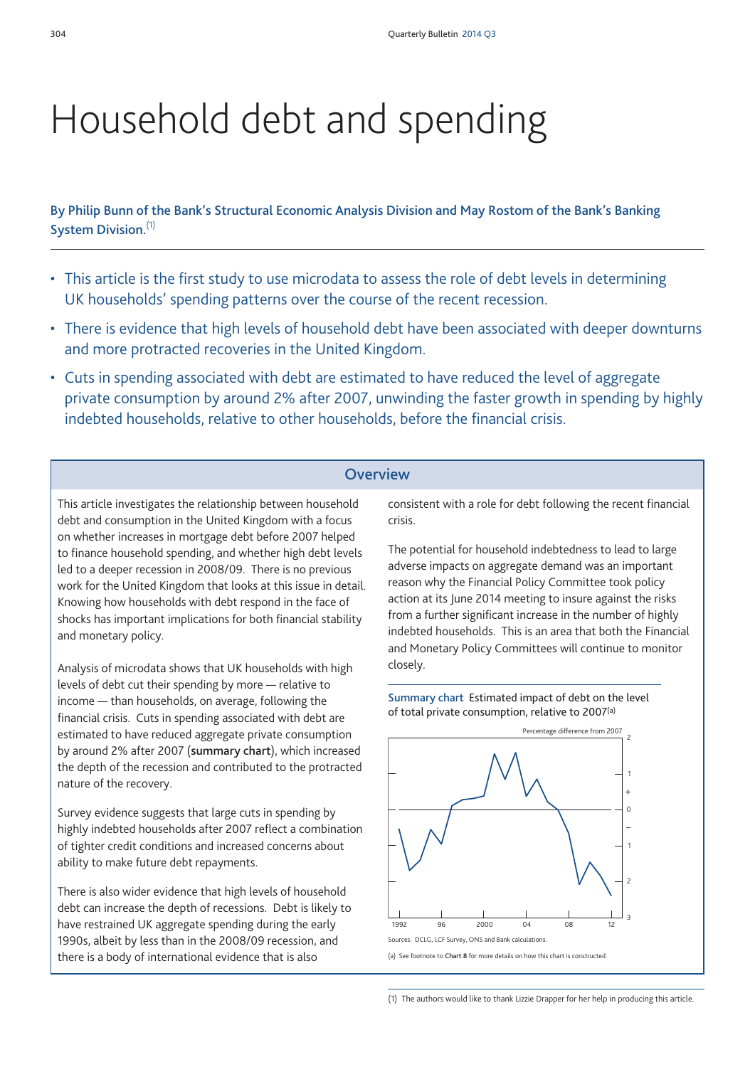# Household debt and spending

**By Philip Bunn of the Bank's Structural Economic Analysis Division and May Rostom of the Bank's Banking System Division.**[1]

- This article is the first study to use microdata to assess the role of debt levels in determining UK households' spending patterns over the course of the recent recession.
- There is evidence that high levels of household debt have been associated with deeper downturns and more protracted recoveries in the United Kingdom.
- Cuts in spending associated with debt are estimated to have reduced the level of aggregate private consumption by around 2% after 2007, unwinding the faster growth in spending by highly indebted households, relative to other households, before the financial crisis.

## Overview

This article investigates the relationship between household debt and consumption in the United Kingdom with a focus on whether increases in mortgage debt before 2007 helped to finance household spending, and whether high debt levels led to a deeper recession in 2008/09. There is no previous work for the United Kingdom that looks at this issue in detail. Knowing how households with debt respond in the face of shocks has important implications for both financial stability and monetary policy.

Analysis of microdata shows that UK households with high levels of debt cut their spending by more — relative to income — than households, on average, following the financial crisis. Cuts in spending associated with debt are estimated to have reduced aggregate private consumption by around 2% after 2007 (**summary chart**), which increased the depth of the recession and contributed to the protracted nature of the recovery.

Survey evidence suggests that large cuts in spending by highly indebted households after 2007 reflect a combination of tighter credit conditions and increased concerns about ability to make future debt repayments.

There is also wider evidence that high levels of household debt can increase the depth of recessions. Debt is likely to have restrained UK aggregate spending during the early 1990s, albeit by less than in the 2008/09 recession, and there is a body of international evidence that is also consistent with a role for debt following the recent financial crisis.

The potential for household indebtedness to lead to large adverse impacts on aggregate demand was an important reason why the Financial Policy Committee took policy action at its June 2014 meeting to insure against the risks from a further significant increase in the number of highly indebted households. This is an area that both the Financial and Monetary Policy Committees will continue to monitor closely.

**Summary chart** Estimated impact of debt on the level of total private consumption, relative to 2007(a)

Sources: DCLG, LCF Survey, ONS and Bank calculations.

(a) See footnote to **Chart 8** for more details on how this chart is constructed.

(1) The authors would like to thank Lizzie Drapper for her help in producing this article.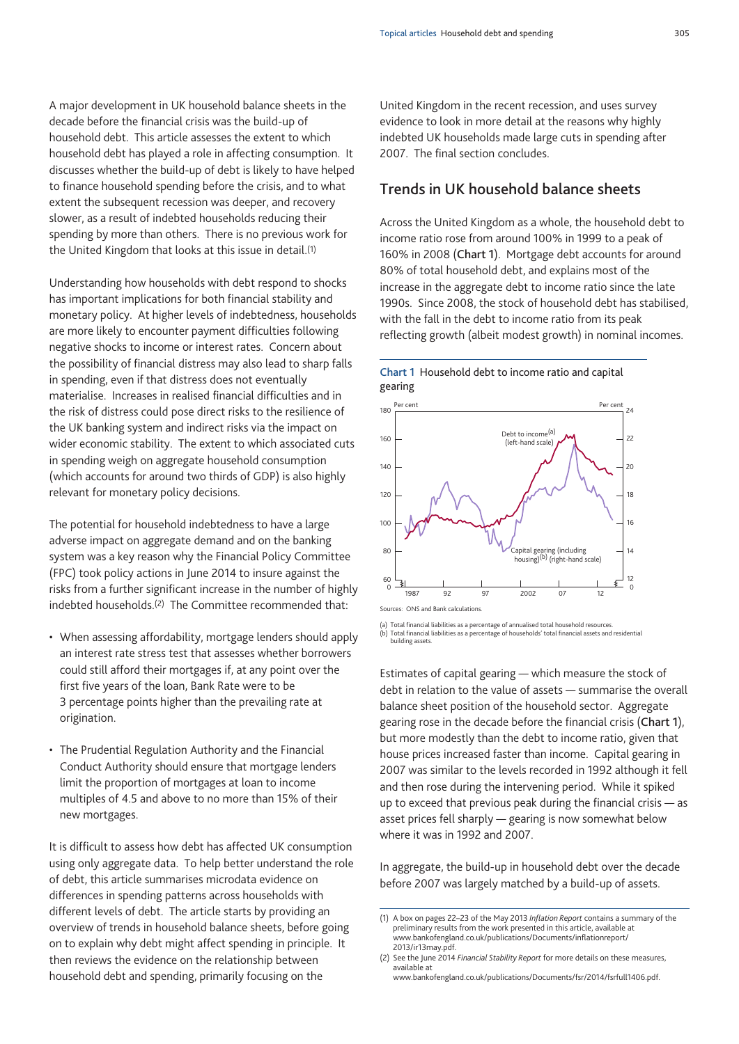A major development in UK household balance sheets in the decade before the financial crisis was the build-up of household debt. This article assesses the extent to which household debt has played a role in affecting consumption. It discusses whether the build-up of debt is likely to have helped to finance household spending before the crisis, and to what extent the subsequent recession was deeper, and recovery slower, as a result of indebted households reducing their spending by more than others. There is no previous work for the United Kingdom that looks at this issue in detail.[1]

Understanding how households with debt respond to shocks has important implications for both financial stability and monetary policy. At higher levels of indebtedness, households are more likely to encounter payment difficulties following negative shocks to income or interest rates. Concern about the possibility of financial distress may also lead to sharp falls in spending, even if that distress does not eventually materialise. Increases in realised financial difficulties and in the risk of distress could pose direct risks to the resilience of the UK banking system and indirect risks via the impact on wider economic stability. The extent to which associated cuts in spending weigh on aggregate household consumption (which accounts for around two thirds of GDP) is also highly relevant for monetary policy decisions.

The potential for household indebtedness to have a large adverse impact on aggregate demand and on the banking system was a key reason why the Financial Policy Committee (FPC) took policy actions in June 2014 to insure against the risks from a further significant increase in the number of highly indebted households.[2] The Committee recommended that:

- When assessing affordability, mortgage lenders should apply an interest rate stress test that assesses whether borrowers could still afford their mortgages if, at any point over the first five years of the loan, Bank Rate were to be 3 percentage points higher than the prevailing rate at origination.
- The Prudential Regulation Authority and the Financial Conduct Authority should ensure that mortgage lenders limit the proportion of mortgages at loan to income multiples of 4.5 and above to no more than 15% of their new mortgages.

It is difficult to assess how debt has affected UK consumption using only aggregate data. To help better understand the role of debt, this article summarises microdata evidence on differences in spending patterns across households with different levels of debt. The article starts by providing an overview of trends in household balance sheets, before going on to explain why debt might affect spending in principle. It then reviews the evidence on the relationship between household debt and spending, primarily focusing on the United Kingdom in the recent recession, and uses survey evidence to look in more detail at the reasons why highly indebted UK households made large cuts in spending after 2007. The final section concludes.

## Trends in UK household balance sheets

Across the United Kingdom as a whole, the household debt to income ratio rose from around 100% in 1999 to a peak of 160% in 2008 (**Chart 1**). Mortgage debt accounts for around 80% of total household debt, and explains most of the increase in the aggregate debt to income ratio since the late 1990s. Since 2008, the stock of household debt has stabilised, with the fall in the debt to income ratio from its peak reflecting growth (albeit modest growth) in nominal incomes.

**Chart 1** Household debt to income ratio and capital gearing

Sources: ONS and Bank calculations.

(a) Total financial liabilities as a percentage of annualised total household resources.
(b) Total financial liabilities as a percentage of households' total financial assets and residential building assets.

Estimates of capital gearing — which measure the stock of debt in relation to the value of assets — summarise the overall balance sheet position of the household sector. Aggregate gearing rose in the decade before the financial crisis (**Chart 1**), but more modestly than the debt to income ratio, given that house prices increased faster than income. Capital gearing in 2007 was similar to the levels recorded in 1992 although it fell and then rose during the intervening period. While it spiked up to exceed that previous peak during the financial crisis — as asset prices fell sharply — gearing is now somewhat below where it was in 1992 and 2007.

In aggregate, the build-up in household debt over the decade before 2007 was largely matched by a build-up of assets.

(1) A box on pages 22–23 of the May 2013 *Inflation Report* contains a summary of the preliminary results from the work presented in this article, available at www.bankofengland.co.uk/publications/Documents/inflationreport/2013/ir13may.pdf.

(2) See the June 2014 *Financial Stability Report* for more details on these measures, available at www.bankofengland.co.uk/publications/Documents/fsr/2014/fsrfull1406.pdf.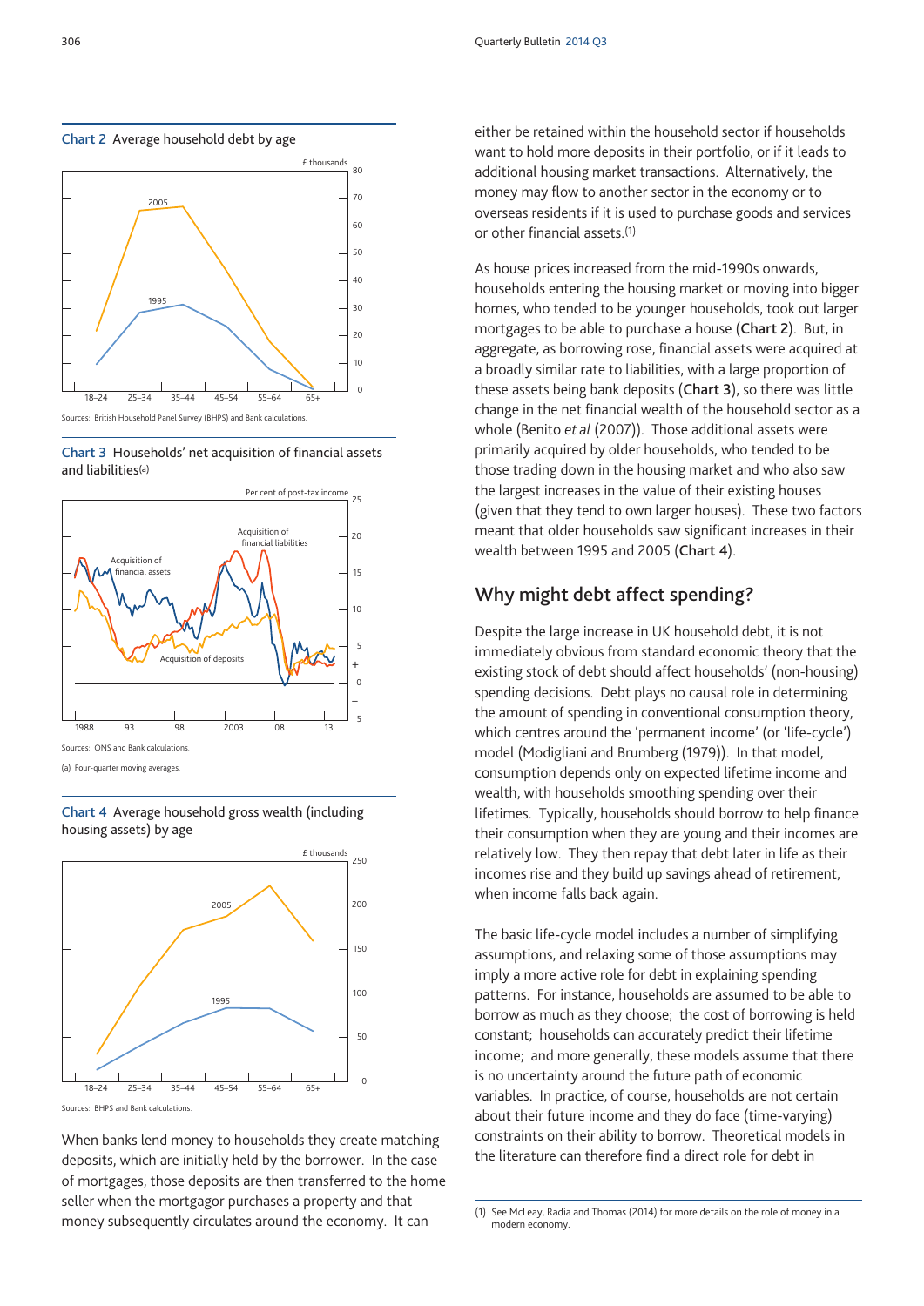**Chart 2** Average household debt by age

Sources: British Household Panel Survey (BHPS) and Bank calculations.

**Chart 3** Households' net acquisition of financial assets and liabilities(a)

Sources: ONS and Bank calculations.

(a) Four-quarter moving averages.

**Chart 4** Average household gross wealth (including housing assets) by age

Sources: BHPS and Bank calculations.

When banks lend money to households they create matching deposits, which are initially held by the borrower. In the case of mortgages, those deposits are then transferred to the home seller when the mortgagor purchases a property and that money subsequently circulates around the economy. It can either be retained within the household sector if households want to hold more deposits in their portfolio, or if it leads to additional housing market transactions. Alternatively, the money may flow to another sector in the economy or to overseas residents if it is used to purchase goods and services or other financial assets.[1]

As house prices increased from the mid-1990s onwards, households entering the housing market or moving into bigger homes, who tended to be younger households, took out larger mortgages to be able to purchase a house (**Chart 2**). But, in aggregate, as borrowing rose, financial assets were acquired at a broadly similar rate to liabilities, with a large proportion of these assets being bank deposits (**Chart 3**), so there was little change in the net financial wealth of the household sector as a whole (Benito *et al* (2007)). Those additional assets were primarily acquired by older households, who tended to be those trading down in the housing market and who also saw the largest increases in the value of their existing houses (given that they tend to own larger houses). These two factors meant that older households saw significant increases in their wealth between 1995 and 2005 (**Chart 4**).

## Why might debt affect spending?

Despite the large increase in UK household debt, it is not immediately obvious from standard economic theory that the existing stock of debt should affect households' (non-housing) spending decisions. Debt plays no causal role in determining the amount of spending in conventional consumption theory, which centres around the 'permanent income' (or 'life-cycle') model (Modigliani and Brumberg (1979)). In that model, consumption depends only on expected lifetime income and wealth, with households smoothing spending over their lifetimes. Typically, households should borrow to help finance their consumption when they are young and their incomes are relatively low. They then repay that debt later in life as their incomes rise and they build up savings ahead of retirement, when income falls back again.

The basic life-cycle model includes a number of simplifying assumptions, and relaxing some of those assumptions may imply a more active role for debt in explaining spending patterns. For instance, households are assumed to be able to borrow as much as they choose; the cost of borrowing is held constant; households can accurately predict their lifetime income; and more generally, these models assume that there is no uncertainty around the future path of economic variables. In practice, of course, households are not certain about their future income and they do face (time-varying) constraints on their ability to borrow. Theoretical models in the literature can therefore find a direct role for debt in

(1) See McLeay, Radia and Thomas (2014) for more details on the role of money in a modern economy.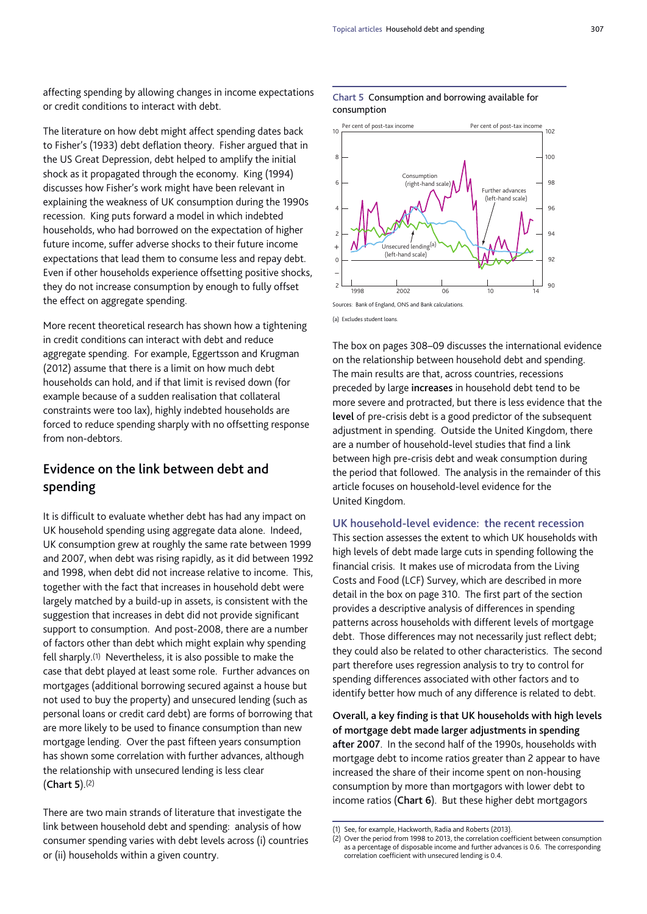affecting spending by allowing changes in income expectations or credit conditions to interact with debt.

The literature on how debt might affect spending dates back to Fisher's (1933) debt deflation theory. Fisher argued that in the US Great Depression, debt helped to amplify the initial shock as it propagated through the economy. King (1994) discusses how Fisher's work might have been relevant in explaining the weakness of UK consumption during the 1990s recession. King puts forward a model in which indebted households, who had borrowed on the expectation of higher future income, suffer adverse shocks to their future income expectations that lead them to consume less and repay debt. Even if other households experience offsetting positive shocks, they do not increase consumption by enough to fully offset the effect on aggregate spending.

More recent theoretical research has shown how a tightening in credit conditions can interact with debt and reduce aggregate spending. For example, Eggertsson and Krugman (2012) assume that there is a limit on how much debt households can hold, and if that limit is revised down (for example because of a sudden realisation that collateral constraints were too lax), highly indebted households are forced to reduce spending sharply with no offsetting response from non-debtors.

## Evidence on the link between debt and spending

It is difficult to evaluate whether debt has had any impact on UK household spending using aggregate data alone. Indeed, UK consumption grew at roughly the same rate between 1999 and 2007, when debt was rising rapidly, as it did between 1992 and 1998, when debt did not increase relative to income. This, together with the fact that increases in household debt were largely matched by a build-up in assets, is consistent with the suggestion that increases in debt did not provide significant support to consumption. And post-2008, there are a number of factors other than debt which might explain why spending fell sharply.[1] Nevertheless, it is also possible to make the case that debt played at least some role. Further advances on mortgages (additional borrowing secured against a house but not used to buy the property) and unsecured lending (such as personal loans or credit card debt) are forms of borrowing that are more likely to be used to finance consumption than new mortgage lending. Over the past fifteen years consumption has shown some correlation with further advances, although the relationship with unsecured lending is less clear (**Chart 5**).[2]

There are two main strands of literature that investigate the link between household debt and spending: analysis of how consumer spending varies with debt levels across (i) countries or (ii) households within a given country.

**Chart 5** Consumption and borrowing available for consumption

Sources: Bank of England, ONS and Bank calculations.

(a) Excludes student loans.

The box on pages 308–09 discusses the international evidence on the relationship between household debt and spending. The main results are that, across countries, recessions preceded by large **increases** in household debt tend to be more severe and protracted, but there is less evidence that the **level** of pre-crisis debt is a good predictor of the subsequent adjustment in spending. Outside the United Kingdom, there are a number of household-level studies that find a link between high pre-crisis debt and weak consumption during the period that followed. The analysis in the remainder of this article focuses on household-level evidence for the United Kingdom.

### UK household-level evidence: the recent recession

This section assesses the extent to which UK households with high levels of debt made large cuts in spending following the financial crisis. It makes use of microdata from the Living Costs and Food (LCF) Survey, which are described in more detail in the box on page 310. The first part of the section provides a descriptive analysis of differences in spending patterns across households with different levels of mortgage debt. Those differences may not necessarily just reflect debt; they could also be related to other characteristics. The second part therefore uses regression analysis to try to control for spending differences associated with other factors and to identify better how much of any difference is related to debt.

**Overall, a key finding is that UK households with high levels of mortgage debt made larger adjustments in spending after 2007**. In the second half of the 1990s, households with mortgage debt to income ratios greater than 2 appear to have increased the share of their income spent on non-housing consumption by more than mortgagors with lower debt to income ratios (**Chart 6**). But these higher debt mortgagors

(1) See, for example, Hackworth, Radia and Roberts (2013).
(2) Over the period from 1998 to 2013, the correlation coefficient between consumption as a percentage of disposable income and further advances is 0.6. The corresponding correlation coefficient with unsecured lending is 0.4.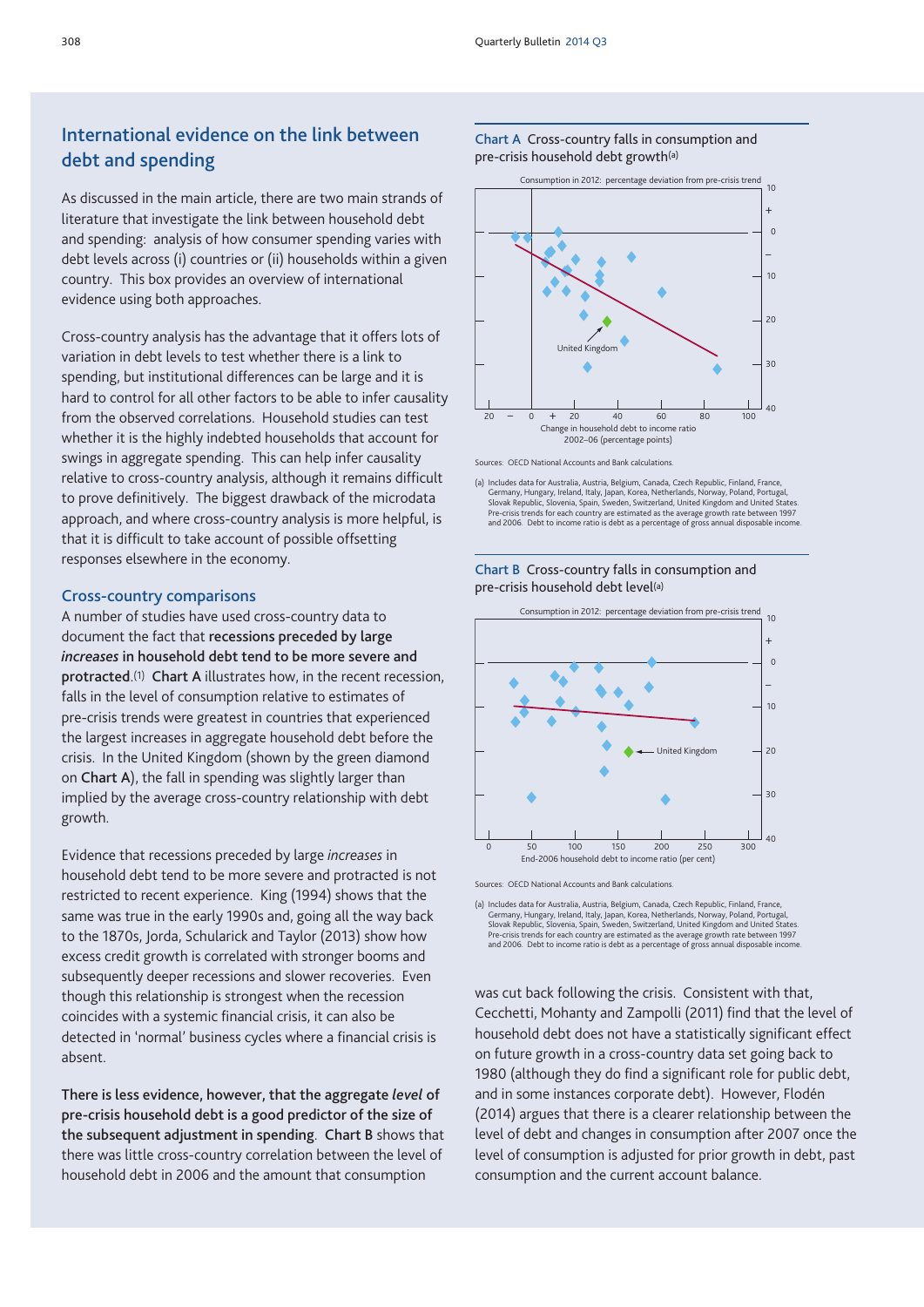## International evidence on the link between debt and spending

As discussed in the main article, there are two main strands of literature that investigate the link between household debt and spending: analysis of how consumer spending varies with debt levels across (i) countries or (ii) households within a given country. This box provides an overview of international evidence using both approaches.

Cross-country analysis has the advantage that it offers lots of variation in debt levels to test whether there is a link to spending, but institutional differences can be large and it is hard to control for all other factors to be able to infer causality from the observed correlations. Household studies can test whether it is the highly indebted households that account for swings in aggregate spending. This can help infer causality relative to cross-country analysis, although it remains difficult to prove definitively. The biggest drawback of the microdata approach, and where cross-country analysis is more helpful, is that it is difficult to take account of possible offsetting responses elsewhere in the economy.

### Cross-country comparisons

A number of studies have used cross-country data to document the fact that **recessions preceded by large *increases* in household debt tend to be more severe and protracted**.[1] **Chart A** illustrates how, in the recent recession, falls in the level of consumption relative to estimates of pre-crisis trends were greatest in countries that experienced the largest increases in aggregate household debt before the crisis. In the United Kingdom (shown by the green diamond on **Chart A**), the fall in spending was slightly larger than implied by the average cross-country relationship with debt growth.

Evidence that recessions preceded by large *increases* in household debt tend to be more severe and protracted is not restricted to recent experience. King (1994) shows that the same was true in the early 1990s and, going all the way back to the 1870s, Jorda, Schularick and Taylor (2013) show how excess credit growth is correlated with stronger booms and subsequently deeper recessions and slower recoveries. Even though this relationship is strongest when the recession coincides with a systemic financial crisis, it can also be detected in 'normal' business cycles where a financial crisis is absent.

**There is less evidence, however, that the aggregate *level* of pre-crisis household debt is a good predictor of the size of the subsequent adjustment in spending. Chart B** shows that there was little cross-country correlation between the level of household debt in 2006 and the amount that consumption was cut back following the crisis. Consistent with that, Cecchetti, Mohanty and Zampolli (2011) find that the level of household debt does not have a statistically significant effect on future growth in a cross-country data set going back to 1980 (although they do find a significant role for public debt, and in some instances corporate debt). However, Flodén (2014) argues that there is a clearer relationship between the level of debt and changes in consumption after 2007 once the level of consumption is adjusted for prior growth in debt, past consumption and the current account balance.

**Chart A** Cross-country falls in consumption and pre-crisis household debt growth(a)

Sources: OECD National Accounts and Bank calculations.

(a) Includes data for Australia, Austria, Belgium, Canada, Czech Republic, Finland, France, Germany, Hungary, Ireland, Italy, Japan, Korea, Netherlands, Norway, Poland, Portugal, Slovak Republic, Slovenia, Spain, Sweden, Switzerland, United Kingdom and United States. Pre-crisis trends for each country are estimated as the average growth rate between 1997 and 2006. Debt to income ratio is debt as a percentage of gross annual disposable income.

**Chart B** Cross-country falls in consumption and pre-crisis household debt level(a)

Sources: OECD National Accounts and Bank calculations.

(a) Includes data for Australia, Austria, Belgium, Canada, Czech Republic, Finland, France, Germany, Hungary, Ireland, Italy, Japan, Korea, Netherlands, Norway, Poland, Portugal, Slovak Republic, Slovenia, Spain, Sweden, Switzerland, United Kingdom and United States. Pre-crisis trends for each country are estimated as the average growth rate between 1997 and 2006. Debt to income ratio is debt as a percentage of gross annual disposable income.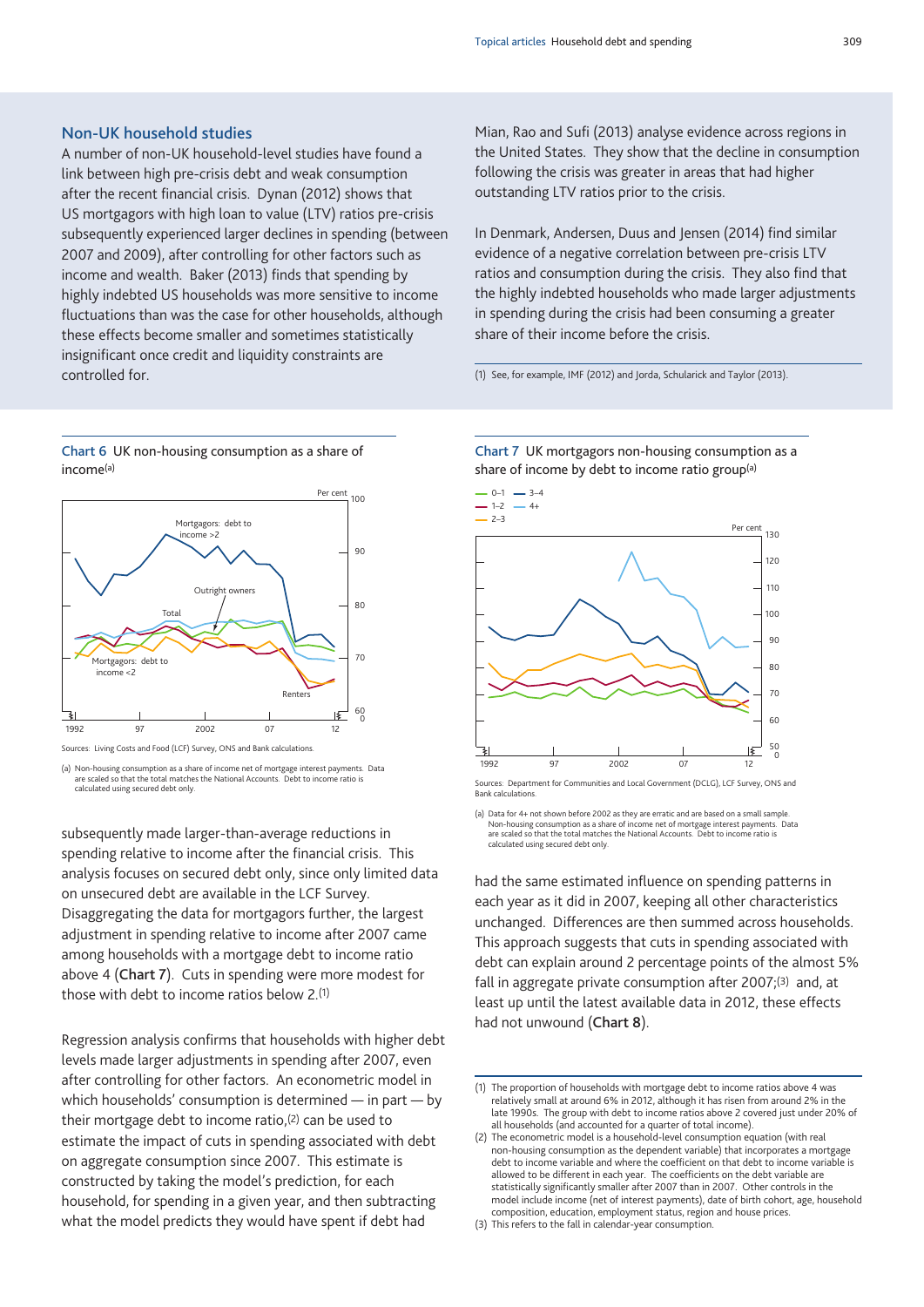## Non-UK household studies

A number of non-UK household-level studies have found a link between high pre-crisis debt and weak consumption after the recent financial crisis. Dynan (2012) shows that US mortgagors with high loan to value (LTV) ratios pre-crisis subsequently experienced larger declines in spending (between 2007 and 2009), after controlling for other factors such as income and wealth. Baker (2013) finds that spending by highly indebted US households was more sensitive to income fluctuations than was the case for other households, although these effects become smaller and sometimes statistically insignificant once credit and liquidity constraints are controlled for.

Mian, Rao and Sufi (2013) analyse evidence across regions in the United States. They show that the decline in consumption following the crisis was greater in areas that had higher outstanding LTV ratios prior to the crisis.

In Denmark, Andersen, Duus and Jensen (2014) find similar evidence of a negative correlation between pre-crisis LTV ratios and consumption during the crisis. They also find that the highly indebted households who made larger adjustments in spending during the crisis had been consuming a greater share of their income before the crisis.

(1) See, for example, IMF (2012) and Jorda, Schularick and Taylor (2013).

**Chart 6** UK non-housing consumption as a share of income[(a)]

Sources: Living Costs and Food (LCF) Survey, ONS and Bank calculations.

(a) Non-housing consumption as a share of income net of mortgage interest payments. Data are scaled so that the total matches the National Accounts. Debt to income ratio is calculated using secured debt only.

**Chart 7** UK mortgagors non-housing consumption as a share of income by debt to income ratio group[(a)]

Sources: Department for Communities and Local Government (DCLG), LCF Survey, ONS and Bank calculations.

(a) Data for 4+ not shown before 2002 as they are erratic and are based on a small sample. Non-housing consumption as a share of income net of mortgage interest payments. Data are scaled so that the total matches the National Accounts. Debt to income ratio is calculated using secured debt only.

subsequently made larger-than-average reductions in spending relative to income after the financial crisis. This analysis focuses on secured debt only, since only limited data on unsecured debt are available in the LCF Survey. Disaggregating the data for mortgagors further, the largest adjustment in spending relative to income after 2007 came among households with a mortgage debt to income ratio above 4 (**Chart 7**). Cuts in spending were more modest for those with debt to income ratios below 2.[(1)]

Regression analysis confirms that households with higher debt levels made larger adjustments in spending after 2007, even after controlling for other factors. An econometric model in which households' consumption is determined — in part — by their mortgage debt to income ratio,[(2)] can be used to estimate the impact of cuts in spending associated with debt on aggregate consumption since 2007. This estimate is constructed by taking the model's prediction, for each household, for spending in a given year, and then subtracting what the model predicts they would have spent if debt had had the same estimated influence on spending patterns in each year as it did in 2007, keeping all other characteristics unchanged. Differences are then summed across households. This approach suggests that cuts in spending associated with debt can explain around 2 percentage points of the almost 5% fall in aggregate private consumption after 2007;[(3)] and, at least up until the latest available data in 2012, these effects had not unwound (**Chart 8**).

(1) The proportion of households with mortgage debt to income ratios above 4 was relatively small at around 6% in 2012, although it has risen from around 2% in the late 1990s. The group with debt to income ratios above 2 covered just under 20% of all households (and accounted for a quarter of total income).
(2) The econometric model is a household-level consumption equation (with real non-housing consumption as the dependent variable) that incorporates a mortgage debt to income variable and where the coefficient on that debt to income variable is allowed to be different in each year. The coefficients on the debt variable are statistically significantly smaller after 2007 than in 2007. Other controls in the model include income (net of interest payments), date of birth cohort, age, household composition, education, employment status, region and house prices.
(3) This refers to the fall in calendar-year consumption.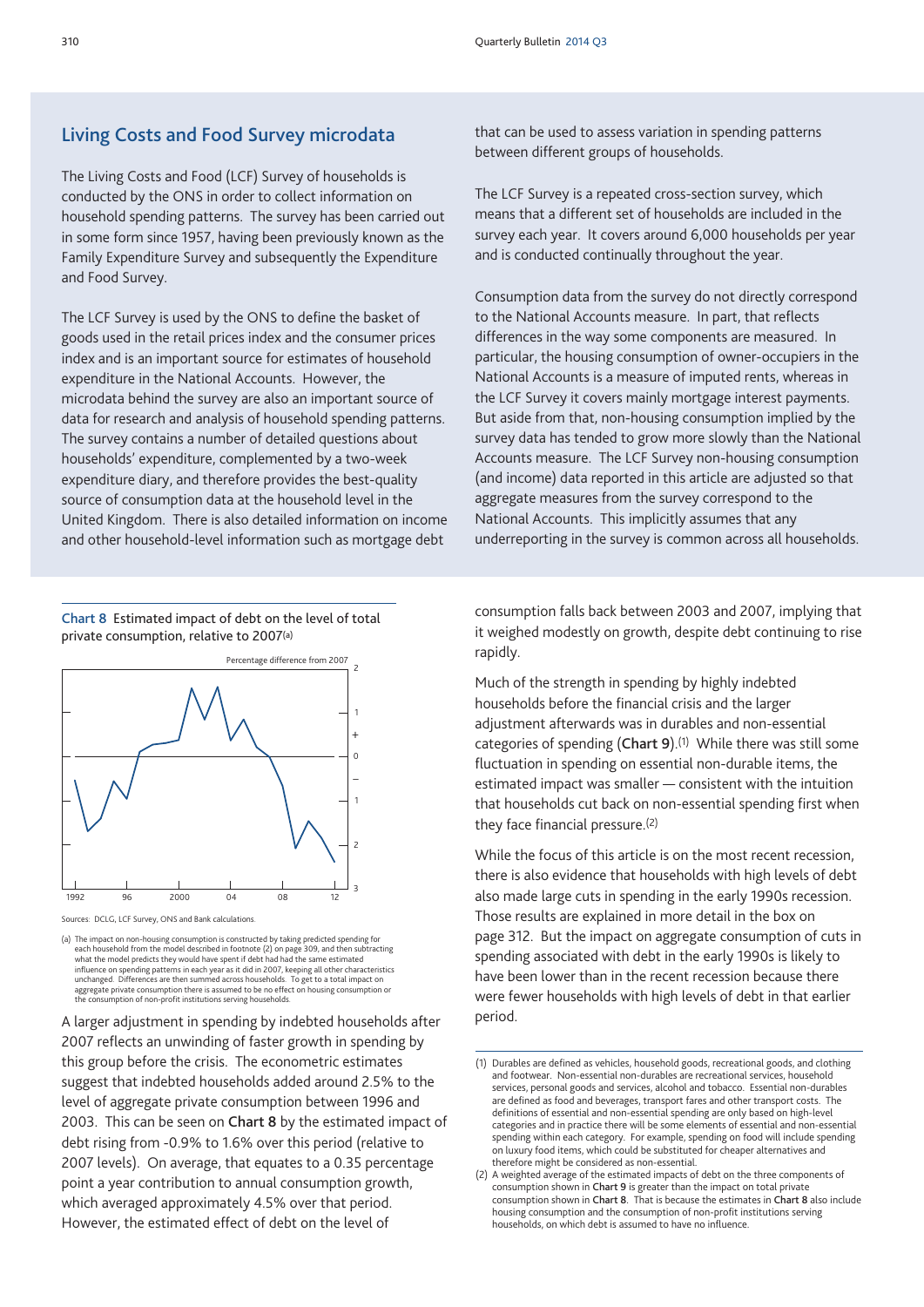## Living Costs and Food Survey microdata

The Living Costs and Food (LCF) Survey of households is conducted by the ONS in order to collect information on household spending patterns. The survey has been carried out in some form since 1957, having been previously known as the Family Expenditure Survey and subsequently the Expenditure and Food Survey.

The LCF Survey is used by the ONS to define the basket of goods used in the retail prices index and the consumer prices index and is an important source for estimates of household expenditure in the National Accounts. However, the microdata behind the survey are also an important source of data for research and analysis of household spending patterns. The survey contains a number of detailed questions about households' expenditure, complemented by a two-week expenditure diary, and therefore provides the best-quality source of consumption data at the household level in the United Kingdom. There is also detailed information on income and other household-level information such as mortgage debt that can be used to assess variation in spending patterns between different groups of households.

The LCF Survey is a repeated cross-section survey, which means that a different set of households are included in the survey each year. It covers around 6,000 households per year and is conducted continually throughout the year.

Consumption data from the survey do not directly correspond to the National Accounts measure. In part, that reflects differences in the way some components are measured. In particular, the housing consumption of owner-occupiers in the National Accounts is a measure of imputed rents, whereas in the LCF Survey it covers mainly mortgage interest payments. But aside from that, non-housing consumption implied by the survey data has tended to grow more slowly than the National Accounts measure. The LCF Survey non-housing consumption (and income) data reported in this article are adjusted so that aggregate measures from the survey correspond to the National Accounts. This implicitly assumes that any underreporting in the survey is common across all households.

**Chart 8** Estimated impact of debt on the level of total private consumption, relative to 2007(a)

Sources: DCLG, LCF Survey, ONS and Bank calculations.

(a) The impact on non-housing consumption is constructed by taking predicted spending for each household from the model described in footnote (2) on page 309, and then subtracting what the model predicts they would have spent if debt had had the same estimated influence on spending patterns in each year as it did in 2007, keeping all other characteristics unchanged. Differences are then summed across households. To get to a total impact on aggregate private consumption there is assumed to be no effect on housing consumption or the consumption of non-profit institutions serving households.

A larger adjustment in spending by indebted households after 2007 reflects an unwinding of faster growth in spending by this group before the crisis. The econometric estimates suggest that indebted households added around 2.5% to the level of aggregate private consumption between 1996 and 2003. This can be seen on **Chart 8** by the estimated impact of debt rising from -0.9% to 1.6% over this period (relative to 2007 levels). On average, that equates to a 0.35 percentage point a year contribution to annual consumption growth, which averaged approximately 4.5% over that period. However, the estimated effect of debt on the level of consumption falls back between 2003 and 2007, implying that it weighed modestly on growth, despite debt continuing to rise rapidly.

Much of the strength in spending by highly indebted households before the financial crisis and the larger adjustment afterwards was in durables and non-essential categories of spending (**Chart 9**).(1) While there was still some fluctuation in spending on essential non-durable items, the estimated impact was smaller — consistent with the intuition that households cut back on non-essential spending first when they face financial pressure.(2)

While the focus of this article is on the most recent recession, there is also evidence that households with high levels of debt also made large cuts in spending in the early 1990s recession. Those results are explained in more detail in the box on page 312. But the impact on aggregate consumption of cuts in spending associated with debt in the early 1990s is likely to have been lower than in the recent recession because there were fewer households with high levels of debt in that earlier period.

(1) Durables are defined as vehicles, household goods, recreational goods, and clothing and footwear. Non-essential non-durables are recreational services, household services, personal goods and services, alcohol and tobacco. Essential non-durables are defined as food and beverages, transport fares and other transport costs. The definitions of essential and non-essential spending are only based on high-level categories and in practice there will be some elements of essential and non-essential spending within each category. For example, spending on food will include spending on luxury food items, which could be substituted for cheaper alternatives and therefore might be considered as non-essential.

(2) A weighted average of the estimated impacts of debt on the three components of consumption shown in **Chart 9** is greater than the impact on total private consumption shown in **Chart 8**. That is because the estimates in **Chart 8** also include housing consumption and the consumption of non-profit institutions serving households, on which debt is assumed to have no influence.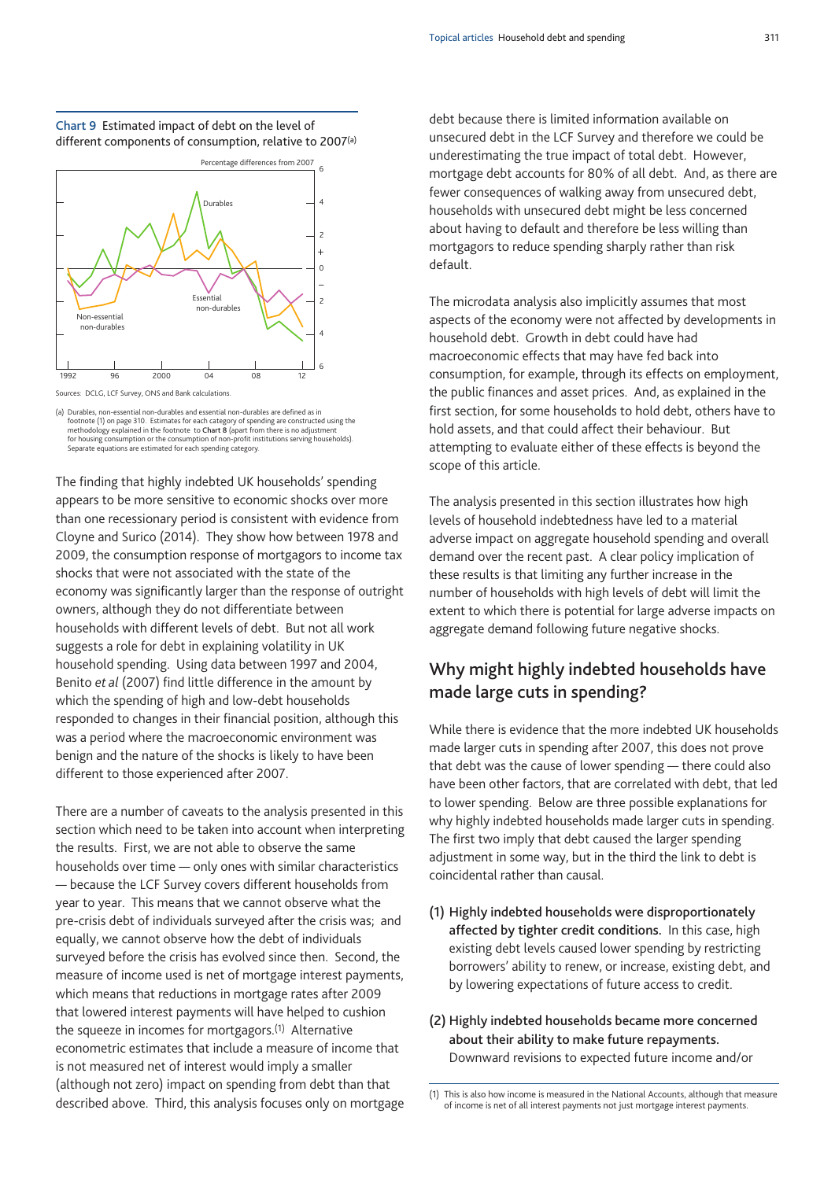**Chart 9** Estimated impact of debt on the level of different components of consumption, relative to 2007[(a)]

Sources: DCLG, LCF Survey, ONS and Bank calculations.

(a) Durables, non-essential non-durables and essential non-durables are defined as in footnote (1) on page 310. Estimates for each category of spending are constructed using the methodology explained in the footnote to **Chart 8** (apart from there is no adjustment for housing consumption or the consumption of non-profit institutions serving households). Separate equations are estimated for each spending category.

The finding that highly indebted UK households' spending appears to be more sensitive to economic shocks over more than one recessionary period is consistent with evidence from Cloyne and Surico (2014). They show how between 1978 and 2009, the consumption response of mortgagors to income tax shocks that were not associated with the state of the economy was significantly larger than the response of outright owners, although they do not differentiate between households with different levels of debt. But not all work suggests a role for debt in explaining volatility in UK household spending. Using data between 1997 and 2004, Benito *et al* (2007) find little difference in the amount by which the spending of high and low-debt households responded to changes in their financial position, although this was a period where the macroeconomic environment was benign and the nature of the shocks is likely to have been different to those experienced after 2007.

There are a number of caveats to the analysis presented in this section which need to be taken into account when interpreting the results. First, we are not able to observe the same households over time — only ones with similar characteristics — because the LCF Survey covers different households from year to year. This means that we cannot observe what the pre-crisis debt of individuals surveyed after the crisis was; and equally, we cannot observe how the debt of individuals surveyed before the crisis has evolved since then. Second, the measure of income used is net of mortgage interest payments, which means that reductions in mortgage rates after 2009 that lowered interest payments will have helped to cushion the squeeze in incomes for mortgagors.[(1)] Alternative econometric estimates that include a measure of income that is not measured net of interest would imply a smaller (although not zero) impact on spending from debt than that described above. Third, this analysis focuses only on mortgage debt because there is limited information available on unsecured debt in the LCF Survey and therefore we could be underestimating the true impact of total debt. However, mortgage debt accounts for 80% of all debt. And, as there are fewer consequences of walking away from unsecured debt, households with unsecured debt might be less concerned about having to default and therefore be less willing than mortgagors to reduce spending sharply rather than risk default.

The microdata analysis also implicitly assumes that most aspects of the economy were not affected by developments in household debt. Growth in debt could have had macroeconomic effects that may have fed back into consumption, for example, through its effects on employment, the public finances and asset prices. And, as explained in the first section, for some households to hold debt, others have to hold assets, and that could affect their behaviour. But attempting to evaluate either of these effects is beyond the scope of this article.

The analysis presented in this section illustrates how high levels of household indebtedness have led to a material adverse impact on aggregate household spending and overall demand over the recent past. A clear policy implication of these results is that limiting any further increase in the number of households with high levels of debt will limit the extent to which there is potential for large adverse impacts on aggregate demand following future negative shocks.

## Why might highly indebted households have made large cuts in spending?

While there is evidence that the more indebted UK households made larger cuts in spending after 2007, this does not prove that debt was the cause of lower spending — there could also have been other factors, that are correlated with debt, that led to lower spending. Below are three possible explanations for why highly indebted households made larger cuts in spending. The first two imply that debt caused the larger spending adjustment in some way, but in the third the link to debt is coincidental rather than causal.

**(1) Highly indebted households were disproportionately affected by tighter credit conditions.** In this case, high existing debt levels caused lower spending by restricting borrowers' ability to renew, or increase, existing debt, and by lowering expectations of future access to credit.

**(2) Highly indebted households became more concerned about their ability to make future repayments.** Downward revisions to expected future income and/or

(1) This is also how income is measured in the National Accounts, although that measure of income is net of all interest payments not just mortgage interest payments.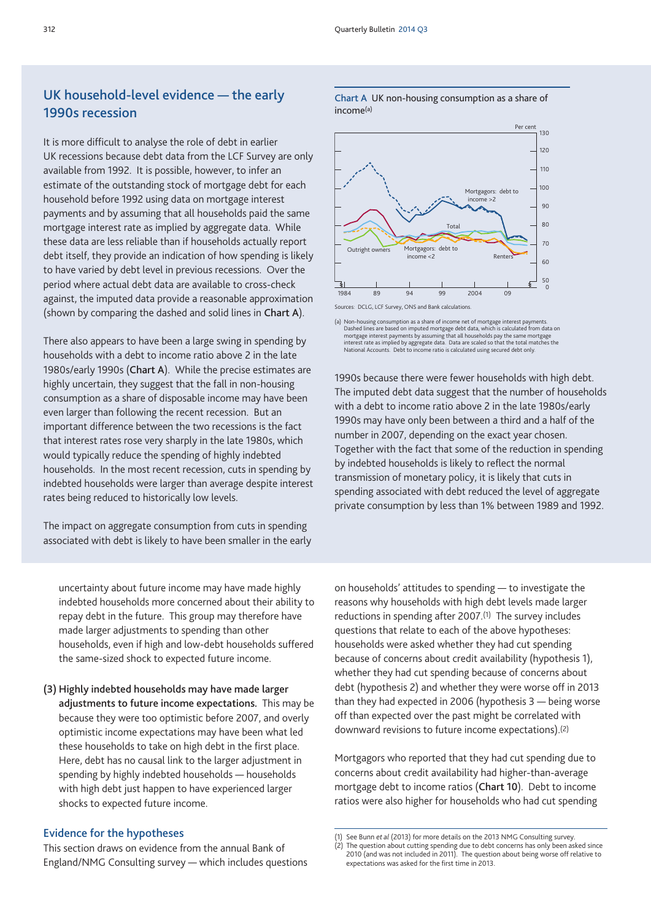## UK household-level evidence — the early 1990s recession

It is more difficult to analyse the role of debt in earlier UK recessions because debt data from the LCF Survey are only available from 1992. It is possible, however, to infer an estimate of the outstanding stock of mortgage debt for each household before 1992 using data on mortgage interest payments and by assuming that all households paid the same mortgage interest rate as implied by aggregate data. While these data are less reliable than if households actually report debt itself, they provide an indication of how spending is likely to have varied by debt level in previous recessions. Over the period where actual debt data are available to cross-check against, the imputed data provide a reasonable approximation (shown by comparing the dashed and solid lines in **Chart A**).

There also appears to have been a large swing in spending by households with a debt to income ratio above 2 in the late 1980s/early 1990s (**Chart A**). While the precise estimates are highly uncertain, they suggest that the fall in non-housing consumption as a share of disposable income may have been even larger than following the recent recession. But an important difference between the two recessions is the fact that interest rates rose very sharply in the late 1980s, which would typically reduce the spending of highly indebted households. In the most recent recession, cuts in spending by indebted households were larger than average despite interest rates being reduced to historically low levels.

The impact on aggregate consumption from cuts in spending associated with debt is likely to have been smaller in the early 1990s because there were fewer households with high debt. The imputed debt data suggest that the number of households with a debt to income ratio above 2 in the late 1980s/early 1990s may have only been between a third and a half of the number in 2007, depending on the exact year chosen. Together with the fact that some of the reduction in spending by indebted households is likely to reflect the normal transmission of monetary policy, it is likely that cuts in spending associated with debt reduced the level of aggregate private consumption by less than 1% between 1989 and 1992.

**Chart A** UK non-housing consumption as a share of income[(a)]

Sources: DCLG, LCF Survey, ONS and Bank calculations.

(a) Non-housing consumption as a share of income net of mortgage interest payments. Dashed lines are based on imputed mortgage debt data, which is calculated from data on mortgage interest payments by assuming that all households pay the same mortgage interest rate as implied by aggregate data. Data are scaled so that the total matches the National Accounts. Debt to income ratio is calculated using secured debt only.

uncertainty about future income may have made highly indebted households more concerned about their ability to repay debt in the future. This group may therefore have made larger adjustments to spending than other households, even if high and low-debt households suffered the same-sized shock to expected future income.

**(3) Highly indebted households may have made larger adjustments to future income expectations.** This may be because they were too optimistic before 2007, and overly optimistic income expectations may have been what led these households to take on high debt in the first place. Here, debt has no causal link to the larger adjustment in spending by highly indebted households — households with high debt just happen to have experienced larger shocks to expected future income.

### Evidence for the hypotheses

This section draws on evidence from the annual Bank of England/NMG Consulting survey — which includes questions on households' attitudes to spending — to investigate the reasons why households with high debt levels made larger reductions in spending after 2007.[(1)] The survey includes questions that relate to each of the above hypotheses: households were asked whether they had cut spending because of concerns about credit availability (hypothesis 1), whether they had cut spending because of concerns about debt (hypothesis 2) and whether they were worse off in 2013 than they had expected in 2006 (hypothesis 3 — being worse off than expected over the past might be correlated with downward revisions to future income expectations).[(2)]

Mortgagors who reported that they had cut spending due to concerns about credit availability had higher-than-average mortgage debt to income ratios (**Chart 10**). Debt to income ratios were also higher for households who had cut spending

(1) See Bunn *et al* (2013) for more details on the 2013 NMG Consulting survey.
(2) The question about cutting spending due to debt concerns has only been asked since 2010 (and was not included in 2011). The question about being worse off relative to expectations was asked for the first time in 2013.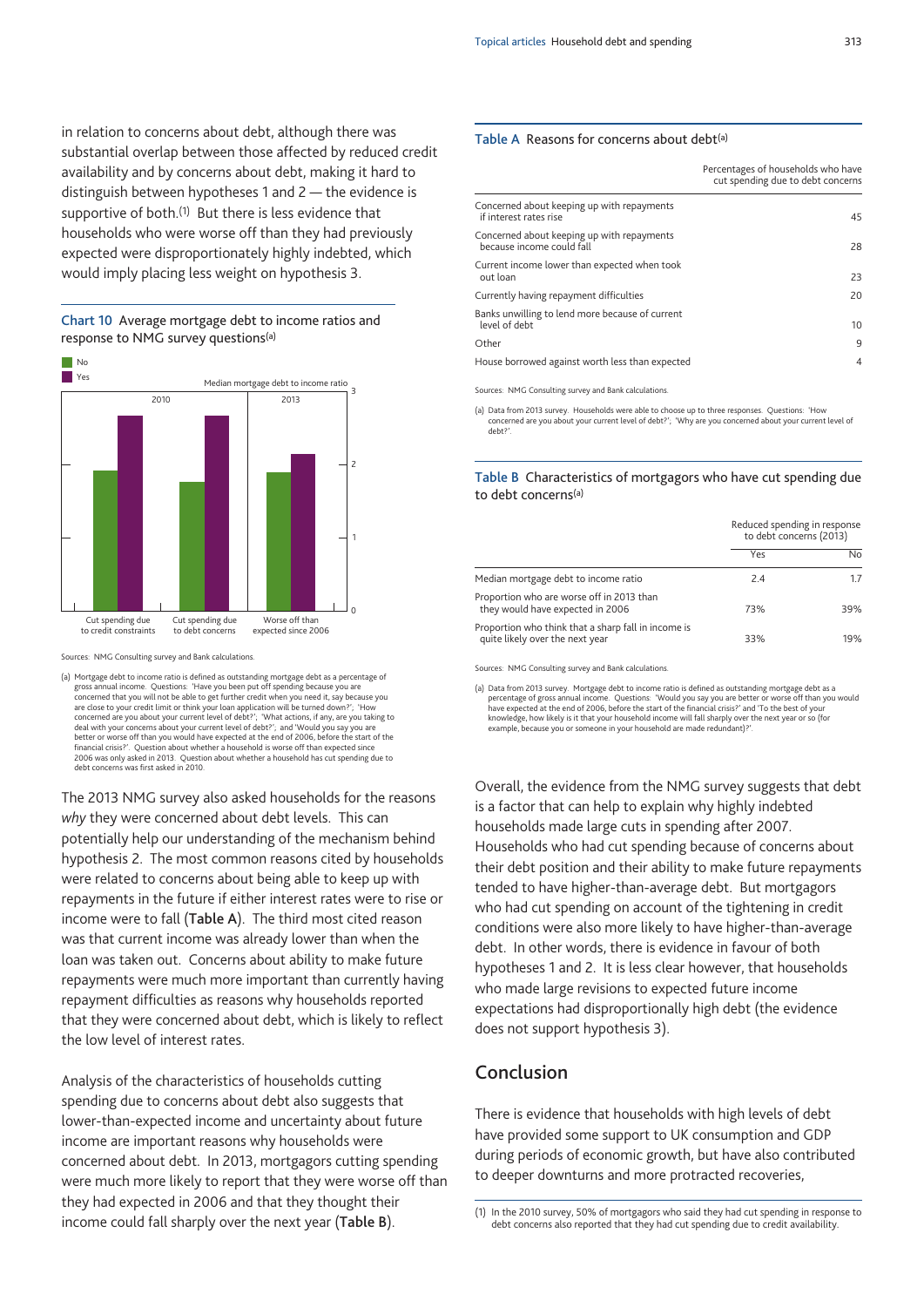in relation to concerns about debt, although there was substantial overlap between those affected by reduced credit availability and by concerns about debt, making it hard to distinguish between hypotheses 1 and 2 — the evidence is supportive of both.[1] But there is less evidence that households who were worse off than they had previously expected were disproportionately highly indebted, which would imply placing less weight on hypothesis 3.

**Chart 10** Average mortgage debt to income ratios and response to NMG survey questions[(a)]

Sources: NMG Consulting survey and Bank calculations.

(a) Mortgage debt to income ratio is defined as outstanding mortgage debt as a percentage of gross annual income. Questions: 'Have you been put off spending because you are concerned that you will not be able to get further credit when you need it, say because you are close to your credit limit or think your loan application will be turned down?'; 'How concerned are you about your current level of debt?'; 'What actions, if any, are you taking to deal with your concerns about your current level of debt?'; and 'Would you say you are better or worse off than you would have expected at the end of 2006, before the start of the financial crisis?'. Question about whether a household is worse off than expected since 2006 was only asked in 2013. Question about whether a household has cut spending due to debt concerns was first asked in 2010.

The 2013 NMG survey also asked households for the reasons *why* they were concerned about debt levels. This can potentially help our understanding of the mechanism behind hypothesis 2. The most common reasons cited by households were related to concerns about being able to keep up with repayments in the future if either interest rates were to rise or income were to fall (**Table A**). The third most cited reason was that current income was already lower than when the loan was taken out. Concerns about ability to make future repayments were much more important than currently having repayment difficulties as reasons why households reported that they were concerned about debt, which is likely to reflect the low level of interest rates.

Analysis of the characteristics of households cutting spending due to concerns about debt also suggests that lower-than-expected income and uncertainty about future income are important reasons why households were concerned about debt. In 2013, mortgagors cutting spending were much more likely to report that they were worse off than they had expected in 2006 and that they thought their income could fall sharply over the next year (**Table B**).

**Table A** Reasons for concerns about debt[(a)]

| | Percentages of households who have cut spending due to debt concerns |
|---|---|
| Concerned about keeping up with repayments if interest rates rise | 45 |
| Concerned about keeping up with repayments because income could fall | 28 |
| Current income lower than expected when took out loan | 23 |
| Currently having repayment difficulties | 20 |
| Banks unwilling to lend more because of current level of debt | 10 |
| Other | 9 |
| House borrowed against worth less than expected | 4 |

Sources: NMG Consulting survey and Bank calculations.

(a) Data from 2013 survey. Households were able to choose up to three responses. Questions: 'How concerned are you about your current level of debt?', 'Why are you concerned about your current level of debt?'.

**Table B** Characteristics of mortgagors who have cut spending due to debt concerns[(a)]

| | Reduced spending in response to debt concerns (2013) | |
|---|---|---|
| | Yes | No |
| Median mortgage debt to income ratio | 2.4 | 1.7 |
| Proportion who are worse off in 2013 than they would have expected in 2006 | 73% | 39% |
| Proportion who think that a sharp fall in income is quite likely over the next year | 33% | 19% |

Sources: NMG Consulting survey and Bank calculations.

(a) Data from 2013 survey. Mortgage debt to income ratio is defined as outstanding mortgage debt as a percentage of gross annual income. Questions: 'Would you say you are better or worse off than you would have expected at the end of 2006, before the start of the financial crisis?' and 'To the best of your knowledge, how likely is it that your household income will fall sharply over the next year or so (for example, because you or someone in your household are made redundant)?'.

Overall, the evidence from the NMG survey suggests that debt is a factor that can help to explain why highly indebted households made large cuts in spending after 2007. Households who had cut spending because of concerns about their debt position and their ability to make future repayments tended to have higher-than-average debt. But mortgagors who had cut spending on account of the tightening in credit conditions were also more likely to have higher-than-average debt. In other words, there is evidence in favour of both hypotheses 1 and 2. It is less clear however, that households who made large revisions to expected future income expectations had disproportionally high debt (the evidence does not support hypothesis 3).

## Conclusion

There is evidence that households with high levels of debt have provided some support to UK consumption and GDP during periods of economic growth, but have also contributed to deeper downturns and more protracted recoveries,

(1) In the 2010 survey, 50% of mortgagors who said they had cut spending in response to debt concerns also reported that they had cut spending due to credit availability.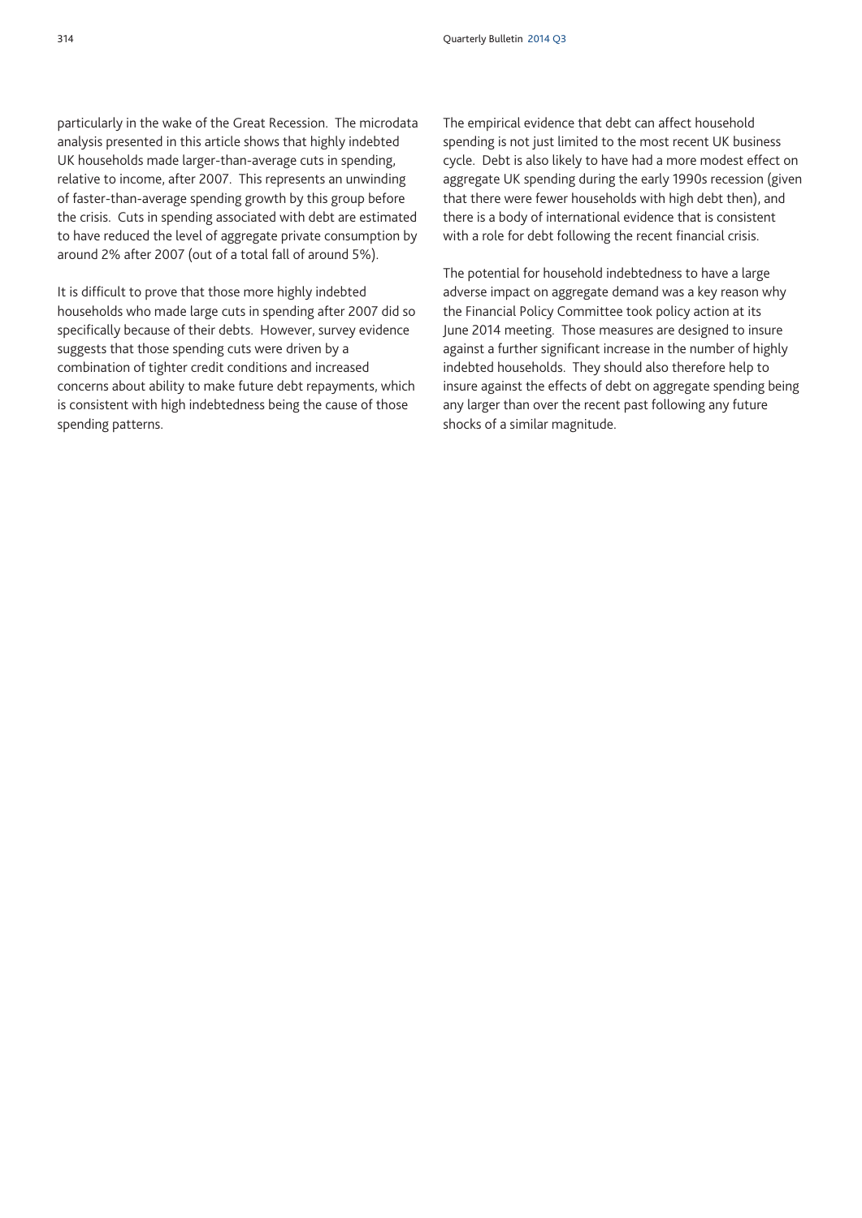particularly in the wake of the Great Recession. The microdata analysis presented in this article shows that highly indebted UK households made larger-than-average cuts in spending, relative to income, after 2007. This represents an unwinding of faster-than-average spending growth by this group before the crisis. Cuts in spending associated with debt are estimated to have reduced the level of aggregate private consumption by around 2% after 2007 (out of a total fall of around 5%).

It is difficult to prove that those more highly indebted households who made large cuts in spending after 2007 did so specifically because of their debts. However, survey evidence suggests that those spending cuts were driven by a combination of tighter credit conditions and increased concerns about ability to make future debt repayments, which is consistent with high indebtedness being the cause of those spending patterns.

The empirical evidence that debt can affect household spending is not just limited to the most recent UK business cycle. Debt is also likely to have had a more modest effect on aggregate UK spending during the early 1990s recession (given that there were fewer households with high debt then), and there is a body of international evidence that is consistent with a role for debt following the recent financial crisis.

The potential for household indebtedness to have a large adverse impact on aggregate demand was a key reason why the Financial Policy Committee took policy action at its June 2014 meeting. Those measures are designed to insure against a further significant increase in the number of highly indebted households. They should also therefore help to insure against the effects of debt on aggregate spending being any larger than over the recent past following any future shocks of a similar magnitude.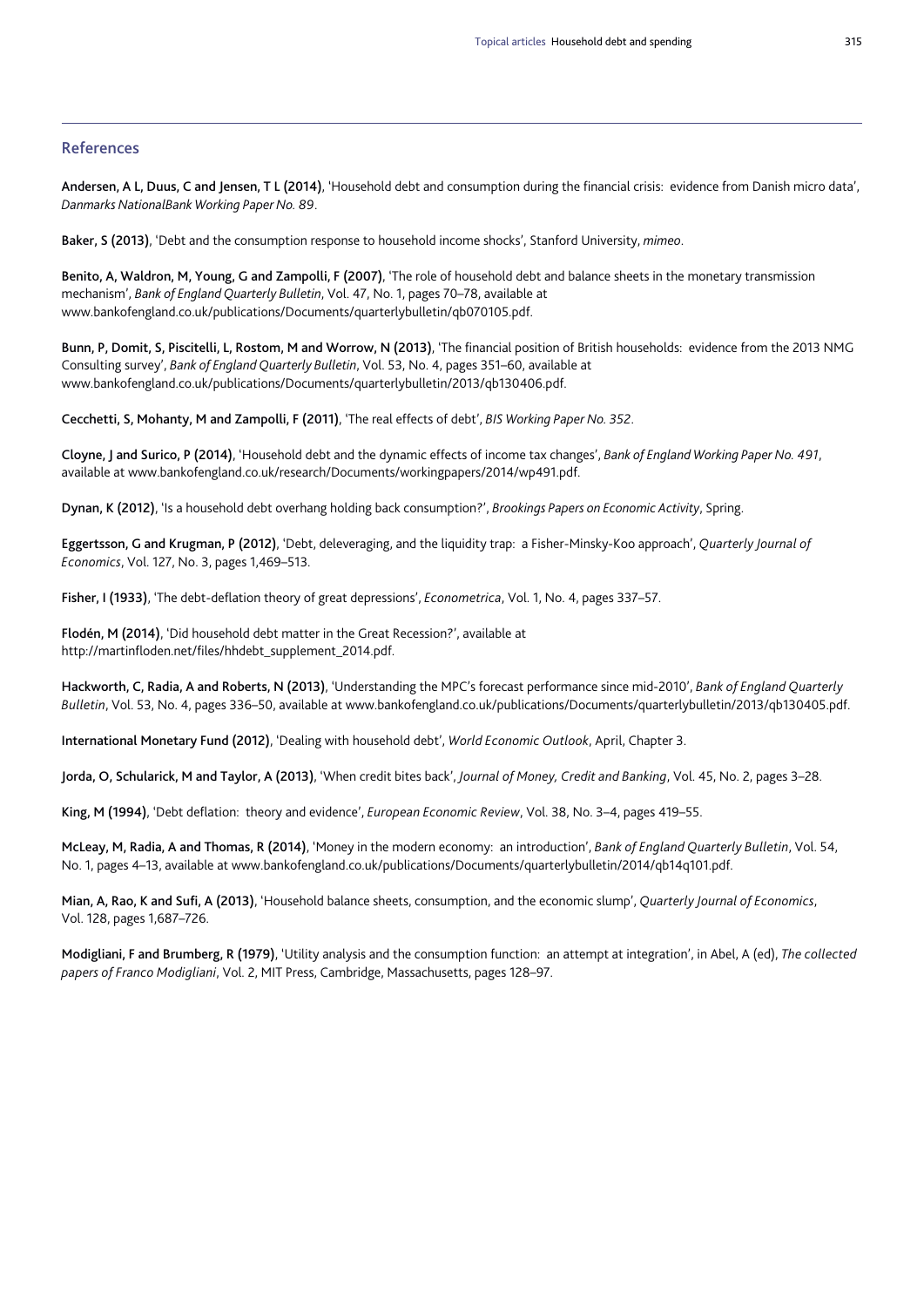## References

**Andersen, A L, Duus, C and Jensen, T L (2014)**, 'Household debt and consumption during the financial crisis: evidence from Danish micro data', *Danmarks NationalBank Working Paper No. 89*.

**Baker, S (2013)**, 'Debt and the consumption response to household income shocks', Stanford University, *mimeo*.

**Benito, A, Waldron, M, Young, G and Zampolli, F (2007)**, 'The role of household debt and balance sheets in the monetary transmission mechanism', *Bank of England Quarterly Bulletin*, Vol. 47, No. 1, pages 70–78, available at www.bankofengland.co.uk/publications/Documents/quarterlybulletin/qb070105.pdf.

**Bunn, P, Domit, S, Piscitelli, L, Rostom, M and Worrow, N (2013)**, 'The financial position of British households: evidence from the 2013 NMG Consulting survey', *Bank of England Quarterly Bulletin*, Vol. 53, No. 4, pages 351–60, available at www.bankofengland.co.uk/publications/Documents/quarterlybulletin/2013/qb130406.pdf.

**Cecchetti, S, Mohanty, M and Zampolli, F (2011)**, 'The real effects of debt', *BIS Working Paper No. 352*.

**Cloyne, J and Surico, P (2014)**, 'Household debt and the dynamic effects of income tax changes', *Bank of England Working Paper No. 491*, available at www.bankofengland.co.uk/research/Documents/workingpapers/2014/wp491.pdf.

**Dynan, K (2012)**, 'Is a household debt overhang holding back consumption?', *Brookings Papers on Economic Activity*, Spring.

**Eggertsson, G and Krugman, P (2012)**, 'Debt, deleveraging, and the liquidity trap: a Fisher-Minsky-Koo approach', *Quarterly Journal of Economics*, Vol. 127, No. 3, pages 1,469–513.

**Fisher, I (1933)**, 'The debt-deflation theory of great depressions', *Econometrica*, Vol. 1, No. 4, pages 337–57.

**Flodén, M (2014)**, 'Did household debt matter in the Great Recession?', available at http://martinfloden.net/files/hhdebt_supplement_2014.pdf.

**Hackworth, C, Radia, A and Roberts, N (2013)**, 'Understanding the MPC's forecast performance since mid-2010', *Bank of England Quarterly Bulletin*, Vol. 53, No. 4, pages 336–50, available at www.bankofengland.co.uk/publications/Documents/quarterlybulletin/2013/qb130405.pdf.

**International Monetary Fund (2012)**, 'Dealing with household debt', *World Economic Outlook*, April, Chapter 3.

**Jorda, O, Schularick, M and Taylor, A (2013)**, 'When credit bites back', *Journal of Money, Credit and Banking*, Vol. 45, No. 2, pages 3–28.

**King, M (1994)**, 'Debt deflation: theory and evidence', *European Economic Review*, Vol. 38, No. 3–4, pages 419–55.

**McLeay, M, Radia, A and Thomas, R (2014)**, 'Money in the modern economy: an introduction', *Bank of England Quarterly Bulletin*, Vol. 54, No. 1, pages 4–13, available at www.bankofengland.co.uk/publications/Documents/quarterlybulletin/2014/qb14q101.pdf.

**Mian, A, Rao, K and Sufi, A (2013)**, 'Household balance sheets, consumption, and the economic slump', *Quarterly Journal of Economics*, Vol. 128, pages 1,687–726.

**Modigliani, F and Brumberg, R (1979)**, 'Utility analysis and the consumption function: an attempt at integration', in Abel, A (ed), *The collected papers of Franco Modigliani*, Vol. 2, MIT Press, Cambridge, Massachusetts, pages 128–97.